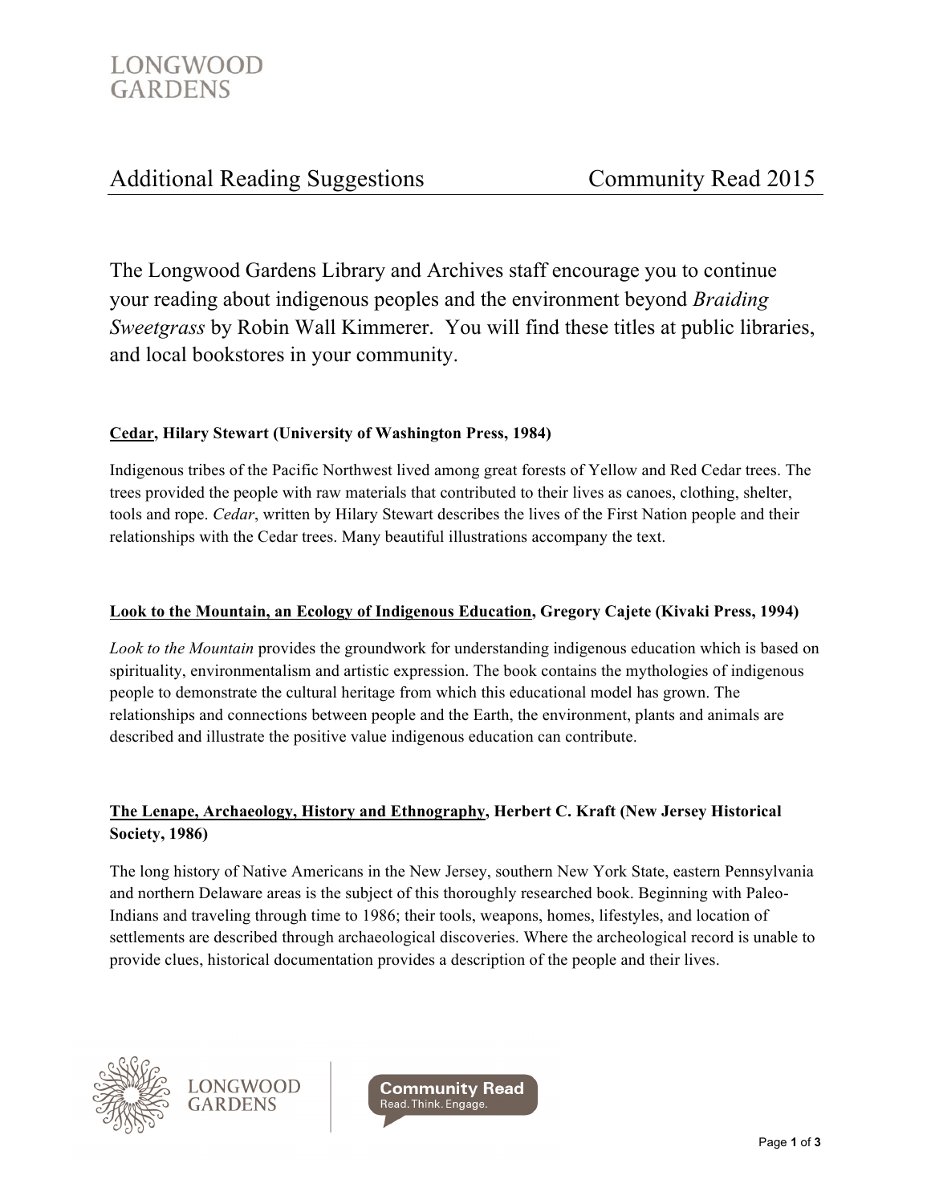# Additional Reading Suggestions — Community Read 2015

The Longwood Gardens Library and Archives staff encourage you to continue your reading about indigenous peoples and the environment beyond *Braiding Sweetgrass* by Robin Wall Kimmerer. You will find these titles at public libraries, and local bookstores in your community.

**Cedar, Hilary Stewart (University of Washington Press, 1984)**

Indigenous tribes of the Pacific Northwest lived among great forests of Yellow and Red Cedar trees. The trees provided the people with raw materials that contributed to their lives as canoes, clothing, shelter, tools and rope. *Cedar*, written by Hilary Stewart describes the lives of the First Nation people and their relationships with the Cedar trees. Many beautiful illustrations accompany the text.

**Look to the Mountain, an Ecology of Indigenous Education, Gregory Cajete (Kivaki Press, 1994)**

*Look to the Mountain* provides the groundwork for understanding indigenous education which is based on spirituality, environmentalism and artistic expression. The book contains the mythologies of indigenous people to demonstrate the cultural heritage from which this educational model has grown. The relationships and connections between people and the Earth, the environment, plants and animals are described and illustrate the positive value indigenous education can contribute.

**The Lenape, Archaeology, History and Ethnography, Herbert C. Kraft (New Jersey Historical Society, 1986)**

The long history of Native Americans in the New Jersey, southern New York State, eastern Pennsylvania and northern Delaware areas is the subject of this thoroughly researched book. Beginning with Paleo-Indians and traveling through time to 1986; their tools, weapons, homes, lifestyles, and location of settlements are described through archaeological discoveries. Where the archeological record is unable to provide clues, historical documentation provides a description of the people and their lives.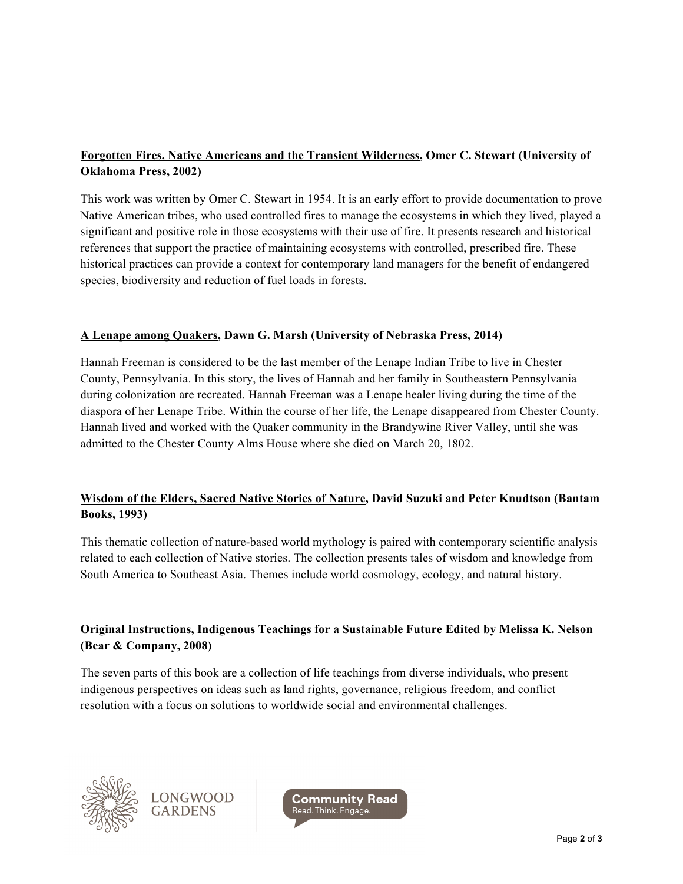**<u>Forgotten Fires, Native Americans and the Transient Wilderness</u>, Omer C. Stewart (University of Oklahoma Press, 2002)**

This work was written by Omer C. Stewart in 1954. It is an early effort to provide documentation to prove Native American tribes, who used controlled fires to manage the ecosystems in which they lived, played a significant and positive role in those ecosystems with their use of fire. It presents research and historical references that support the practice of maintaining ecosystems with controlled, prescribed fire. These historical practices can provide a context for contemporary land managers for the benefit of endangered species, biodiversity and reduction of fuel loads in forests.

**<u>A Lenape among Quakers</u>, Dawn G. Marsh (University of Nebraska Press, 2014)**

Hannah Freeman is considered to be the last member of the Lenape Indian Tribe to live in Chester County, Pennsylvania. In this story, the lives of Hannah and her family in Southeastern Pennsylvania during colonization are recreated. Hannah Freeman was a Lenape healer living during the time of the diaspora of her Lenape Tribe. Within the course of her life, the Lenape disappeared from Chester County. Hannah lived and worked with the Quaker community in the Brandywine River Valley, until she was admitted to the Chester County Alms House where she died on March 20, 1802.

**<u>Wisdom of the Elders, Sacred Native Stories of Nature</u>, David Suzuki and Peter Knudtson (Bantam Books, 1993)**

This thematic collection of nature-based world mythology is paired with contemporary scientific analysis related to each collection of Native stories. The collection presents tales of wisdom and knowledge from South America to Southeast Asia. Themes include world cosmology, ecology, and natural history.

**<u>Original Instructions, Indigenous Teachings for a Sustainable Future</u> Edited by Melissa K. Nelson (Bear & Company, 2008)**

The seven parts of this book are a collection of life teachings from diverse individuals, who present indigenous perspectives on ideas such as land rights, governance, religious freedom, and conflict resolution with a focus on solutions to worldwide social and environmental challenges.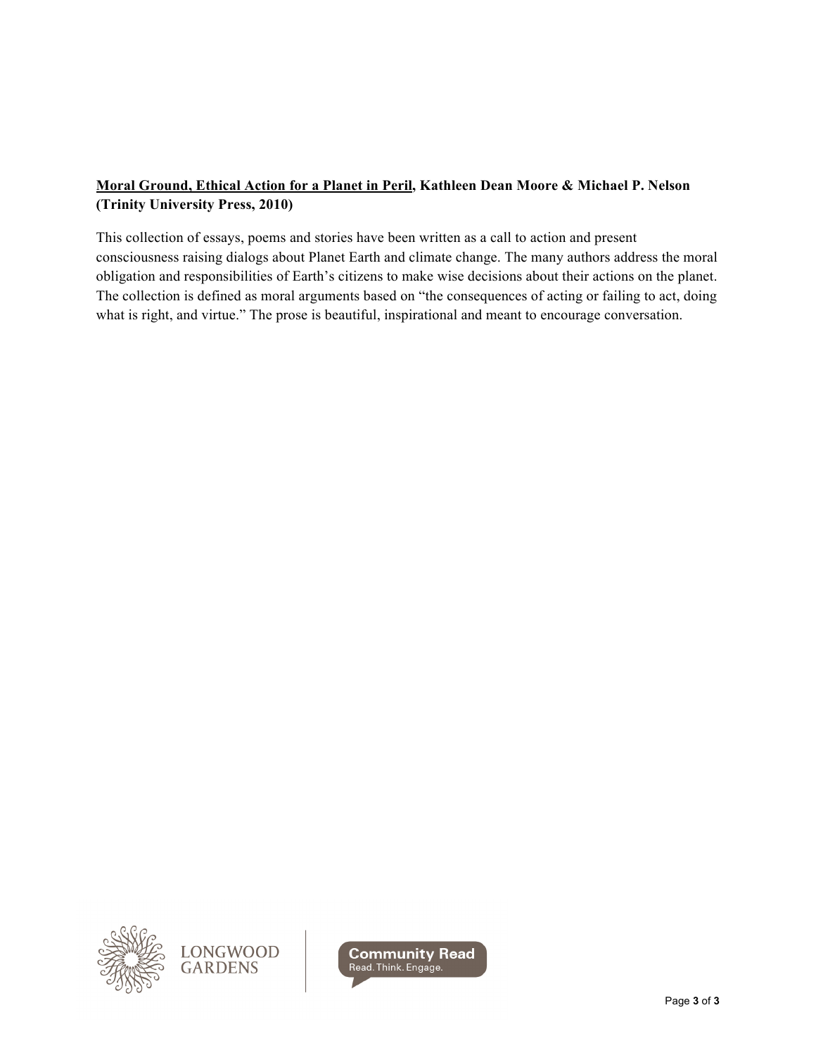**<u>Moral Ground, Ethical Action for a Planet in Peril</u>, Kathleen Dean Moore & Michael P. Nelson (Trinity University Press, 2010)**

This collection of essays, poems and stories have been written as a call to action and present consciousness raising dialogs about Planet Earth and climate change. The many authors address the moral obligation and responsibilities of Earth's citizens to make wise decisions about their actions on the planet. The collection is defined as moral arguments based on "the consequences of acting or failing to act, doing what is right, and virtue." The prose is beautiful, inspirational and meant to encourage conversation.